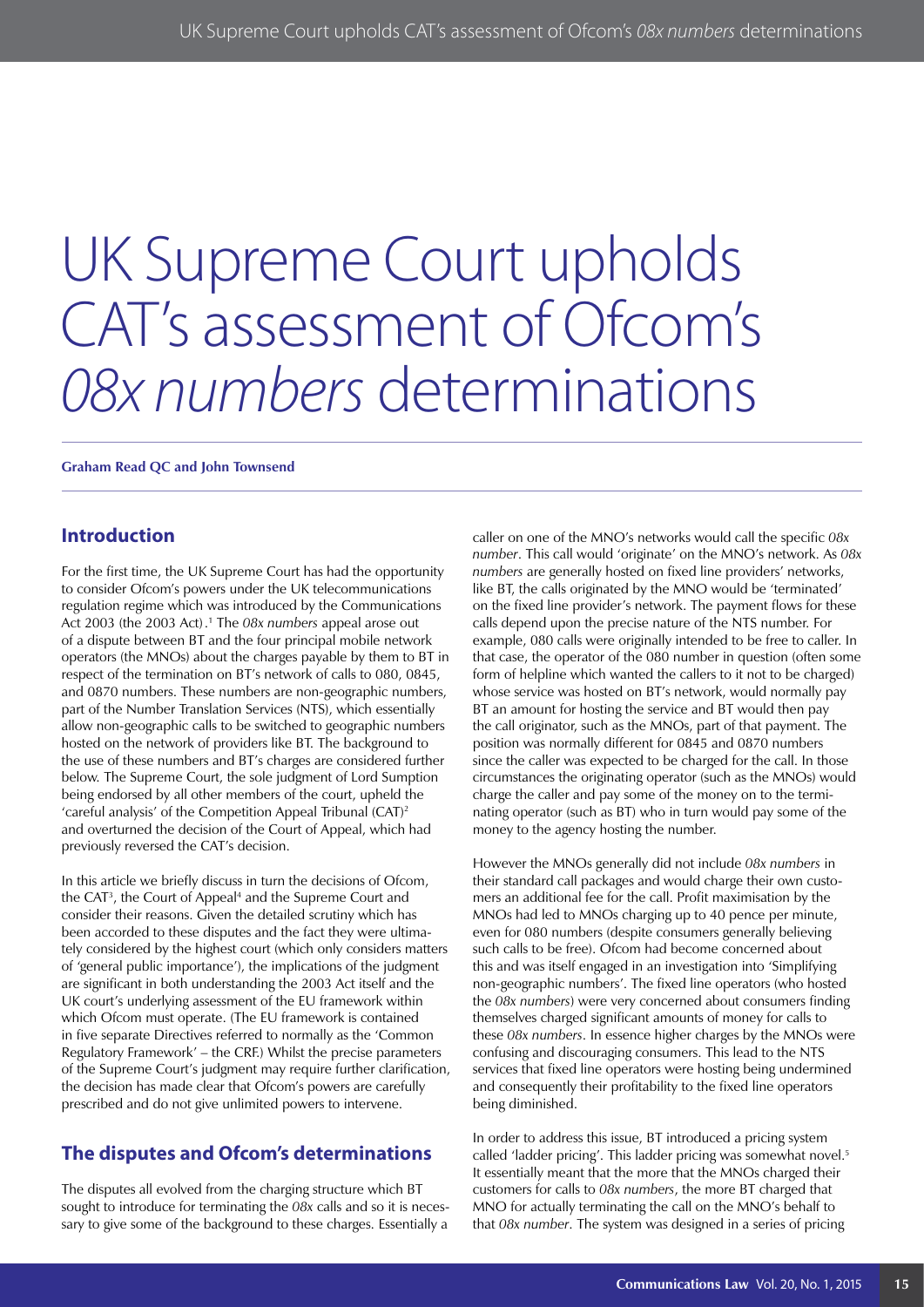# UK Supreme Court upholds CAT's assessment of Ofcom's *08x numbers* determinations

**Graham Read QC and John Townsend**

## Introduction

For the first time, the UK Supreme Court has had the opportunity to consider Ofcom's powers under the UK telecommunications regulation regime which was introduced by the Communications Act 2003 (the 2003 Act).[1] The *08x numbers* appeal arose out of a dispute between BT and the four principal mobile network operators (the MNOs) about the charges payable by them to BT in respect of the termination on BT's network of calls to 080, 0845, and 0870 numbers. These numbers are non-geographic numbers, part of the Number Translation Services (NTS), which essentially allow non-geographic calls to be switched to geographic numbers hosted on the network of providers like BT. The background to the use of these numbers and BT's charges are considered further below. The Supreme Court, the sole judgment of Lord Sumption being endorsed by all other members of the court, upheld the 'careful analysis' of the Competition Appeal Tribunal (CAT)[2] and overturned the decision of the Court of Appeal, which had previously reversed the CAT's decision.

In this article we briefly discuss in turn the decisions of Ofcom, the CAT[3], the Court of Appeal[4] and the Supreme Court and consider their reasons. Given the detailed scrutiny which has been accorded to these disputes and the fact they were ultimately considered by the highest court (which only considers matters of 'general public importance'), the implications of the judgment are significant in both understanding the 2003 Act itself and the UK court's underlying assessment of the EU framework within which Ofcom must operate. (The EU framework is contained in five separate Directives referred to normally as the 'Common Regulatory Framework' – the CRF.) Whilst the precise parameters of the Supreme Court's judgment may require further clarification, the decision has made clear that Ofcom's powers are carefully prescribed and do not give unlimited powers to intervene.

## The disputes and Ofcom's determinations

The disputes all evolved from the charging structure which BT sought to introduce for terminating the *08x* calls and so it is necessary to give some of the background to these charges. Essentially a caller on one of the MNO's networks would call the specific *08x number*. This call would 'originate' on the MNO's network. As *08x numbers* are generally hosted on fixed line providers' networks, like BT, the calls originated by the MNO would be 'terminated' on the fixed line provider's network. The payment flows for these calls depend upon the precise nature of the NTS number. For example, 080 calls were originally intended to be free to caller. In that case, the operator of the 080 number in question (often some form of helpline which wanted the callers to it not to be charged) whose service was hosted on BT's network, would normally pay BT an amount for hosting the service and BT would then pay the call originator, such as the MNOs, part of that payment. The position was normally different for 0845 and 0870 numbers since the caller was expected to be charged for the call. In those circumstances the originating operator (such as the MNOs) would charge the caller and pay some of the money on to the terminating operator (such as BT) who in turn would pay some of the money to the agency hosting the number.

However the MNOs generally did not include *08x numbers* in their standard call packages and would charge their own customers an additional fee for the call. Profit maximisation by the MNOs had led to MNOs charging up to 40 pence per minute, even for 080 numbers (despite consumers generally believing such calls to be free). Ofcom had become concerned about this and was itself engaged in an investigation into 'Simplifying non-geographic numbers'. The fixed line operators (who hosted the *08x numbers*) were very concerned about consumers finding themselves charged significant amounts of money for calls to these *08x numbers*. In essence higher charges by the MNOs were confusing and discouraging consumers. This lead to the NTS services that fixed line operators were hosting being undermined and consequently their profitability to the fixed line operators being diminished.

In order to address this issue, BT introduced a pricing system called 'ladder pricing'. This ladder pricing was somewhat novel.[5] It essentially meant that the more that the MNOs charged their customers for calls to *08x numbers*, the more BT charged that MNO for actually terminating the call on the MNO's behalf to that *08x number*. The system was designed in a series of pricing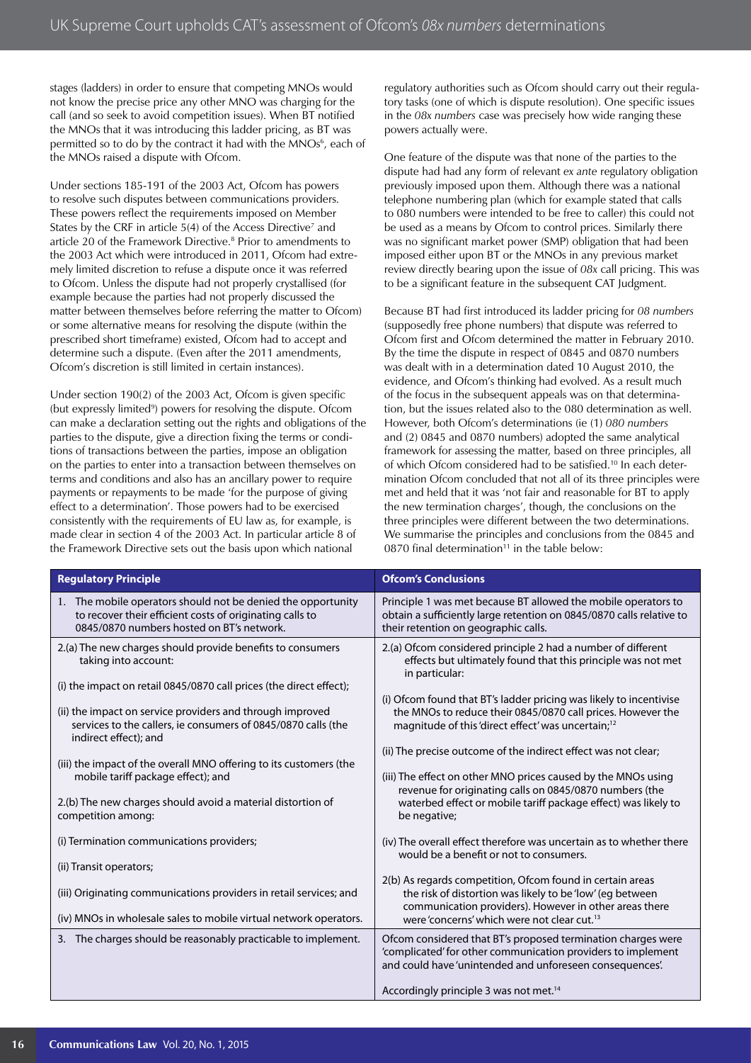stages (ladders) in order to ensure that competing MNOs would not know the precise price any other MNO was charging for the call (and so seek to avoid competition issues). When BT notified the MNOs that it was introducing this ladder pricing, as BT was permitted so to do by the contract it had with the MNOs[6], each of the MNOs raised a dispute with Ofcom.

Under sections 185-191 of the 2003 Act, Ofcom has powers to resolve such disputes between communications providers. These powers reflect the requirements imposed on Member States by the CRF in article 5(4) of the Access Directive[7] and article 20 of the Framework Directive.[8] Prior to amendments to the 2003 Act which were introduced in 2011, Ofcom had extremely limited discretion to refuse a dispute once it was referred to Ofcom. Unless the dispute had not properly crystallised (for example because the parties had not properly discussed the matter between themselves before referring the matter to Ofcom) or some alternative means for resolving the dispute (within the prescribed short timeframe) existed, Ofcom had to accept and determine such a dispute. (Even after the 2011 amendments, Ofcom's discretion is still limited in certain instances).

Under section 190(2) of the 2003 Act, Ofcom is given specific (but expressly limited[9]) powers for resolving the dispute. Ofcom can make a declaration setting out the rights and obligations of the parties to the dispute, give a direction fixing the terms or conditions of transactions between the parties, impose an obligation on the parties to enter into a transaction between themselves on terms and conditions and also has an ancillary power to require payments or repayments to be made 'for the purpose of giving effect to a determination'. Those powers had to be exercised consistently with the requirements of EU law as, for example, is made clear in section 4 of the 2003 Act. In particular article 8 of the Framework Directive sets out the basis upon which national regulatory authorities such as Ofcom should carry out their regulatory tasks (one of which is dispute resolution). One specific issues in the *08x numbers* case was precisely how wide ranging these powers actually were.

One feature of the dispute was that none of the parties to the dispute had had any form of relevant *ex ante* regulatory obligation previously imposed upon them. Although there was a national telephone numbering plan (which for example stated that calls to 080 numbers were intended to be free to caller) this could not be used as a means by Ofcom to control prices. Similarly there was no significant market power (SMP) obligation that had been imposed either upon BT or the MNOs in any previous market review directly bearing upon the issue of *08x* call pricing. This was to be a significant feature in the subsequent CAT Judgment.

Because BT had first introduced its ladder pricing for *08 numbers* (supposedly free phone numbers) that dispute was referred to Ofcom first and Ofcom determined the matter in February 2010. By the time the dispute in respect of 0845 and 0870 numbers was dealt with in a determination dated 10 August 2010, the evidence, and Ofcom's thinking had evolved. As a result much of the focus in the subsequent appeals was on that determination, but the issues related also to the 080 determination as well. However, both Ofcom's determinations (ie (1) *080 numbers* and (2) 0845 and 0870 numbers) adopted the same analytical framework for assessing the matter, based on three principles, all of which Ofcom considered had to be satisfied.[10] In each determination Ofcom concluded that not all of its three principles were met and held that it was 'not fair and reasonable for BT to apply the new termination charges', though, the conclusions on the three principles were different between the two determinations. We summarise the principles and conclusions from the 0845 and 0870 final determination[11] in the table below:

| Regulatory Principle | Ofcom's Conclusions |
|---|---|
| 1. The mobile operators should not be denied the opportunity to recover their efficient costs of originating calls to 0845/0870 numbers hosted on BT's network. | Principle 1 was met because BT allowed the mobile operators to obtain a sufficiently large retention on 0845/0870 calls relative to their retention on geographic calls. |
| 2.(a) The new charges should provide benefits to consumers taking into account:<br><br>(i) the impact on retail 0845/0870 call prices (the direct effect);<br><br>(ii) the impact on service providers and through improved services to the callers, ie consumers of 0845/0870 calls (the indirect effect); and<br><br>(iii) the impact of the overall MNO offering to its customers (the mobile tariff package effect); and<br><br>2.(b) The new charges should avoid a material distortion of competition among:<br><br>(i) Termination communications providers;<br><br>(ii) Transit operators;<br><br>(iii) Originating communications providers in retail services; and<br><br>(iv) MNOs in wholesale sales to mobile virtual network operators. | 2.(a) Ofcom considered principle 2 had a number of different effects but ultimately found that this principle was not met in particular:<br><br>(i) Ofcom found that BT's ladder pricing was likely to incentivise the MNOs to reduce their 0845/0870 call prices. However the magnitude of this 'direct effect' was uncertain;[12]<br><br>(ii) The precise outcome of the indirect effect was not clear;<br><br>(iii) The effect on other MNO prices caused by the MNOs using revenue for originating calls on 0845/0870 numbers (the waterbed effect or mobile tariff package effect) was likely to be negative;<br><br>(iv) The overall effect therefore was uncertain as to whether there would be a benefit or not to consumers.<br><br>2(b) As regards competition, Ofcom found in certain areas the risk of distortion was likely to be 'low' (eg between communication providers). However in other areas there were 'concerns' which were not clear cut.[13] |
| 3. The charges should be reasonably practicable to implement. | Ofcom considered that BT's proposed termination charges were 'complicated' for other communication providers to implement and could have 'unintended and unforeseen consequences'.<br><br>Accordingly principle 3 was not met.[14] |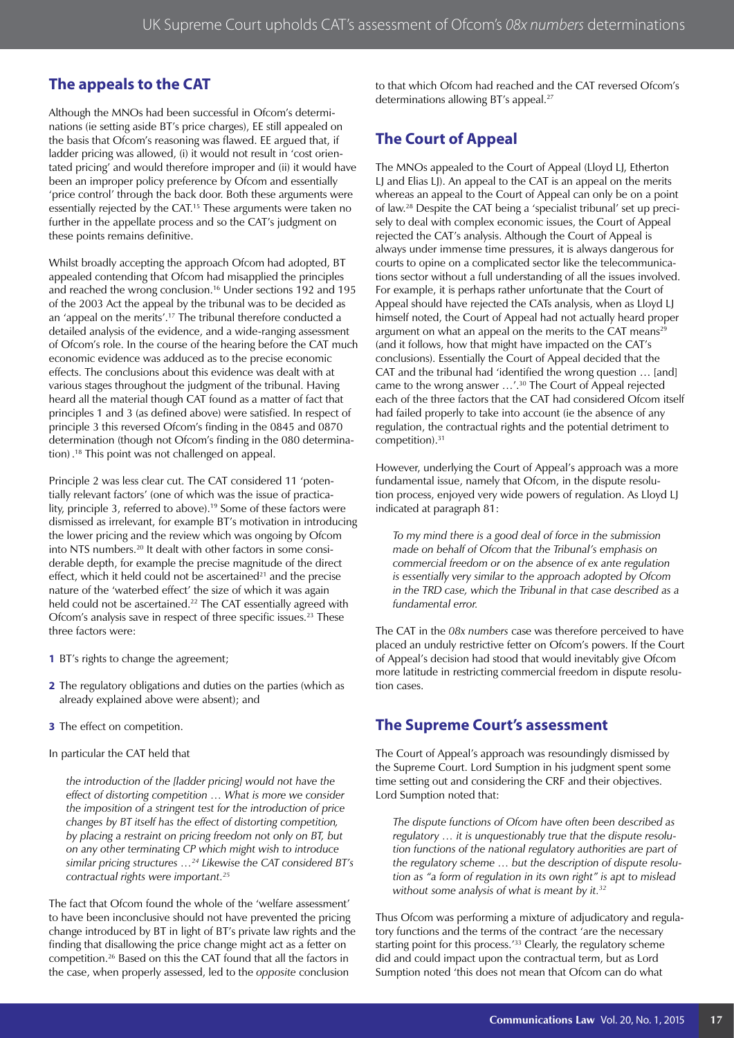## The appeals to the CAT

Although the MNOs had been successful in Ofcom's determinations (ie setting aside BT's price charges), EE still appealed on the basis that Ofcom's reasoning was flawed. EE argued that, if ladder pricing was allowed, (i) it would not result in 'cost orientated pricing' and would therefore improper and (ii) it would have been an improper policy preference by Ofcom and essentially 'price control' through the back door. Both these arguments were essentially rejected by the CAT.[15] These arguments were taken no further in the appellate process and so the CAT's judgment on these points remains definitive.

Whilst broadly accepting the approach Ofcom had adopted, BT appealed contending that Ofcom had misapplied the principles and reached the wrong conclusion.[16] Under sections 192 and 195 of the 2003 Act the appeal by the tribunal was to be decided as an 'appeal on the merits'.[17] The tribunal therefore conducted a detailed analysis of the evidence, and a wide-ranging assessment of Ofcom's role. In the course of the hearing before the CAT much economic evidence was adduced as to the precise economic effects. The conclusions about this evidence was dealt with at various stages throughout the judgment of the tribunal. Having heard all the material though CAT found as a matter of fact that principles 1 and 3 (as defined above) were satisfied. In respect of principle 3 this reversed Ofcom's finding in the 0845 and 0870 determination (though not Ofcom's finding in the 080 determination) .[18] This point was not challenged on appeal.

Principle 2 was less clear cut. The CAT considered 11 'potentially relevant factors' (one of which was the issue of practicality, principle 3, referred to above).[19] Some of these factors were dismissed as irrelevant, for example BT's motivation in introducing the lower pricing and the review which was ongoing by Ofcom into NTS numbers.[20] It dealt with other factors in some considerable depth, for example the precise magnitude of the direct effect, which it held could not be ascertained[21] and the precise nature of the 'waterbed effect' the size of which it was again held could not be ascertained.[22] The CAT essentially agreed with Ofcom's analysis save in respect of three specific issues.[23] These three factors were:

1. BT's rights to change the agreement;
2. The regulatory obligations and duties on the parties (which as already explained above were absent); and
3. The effect on competition.

In particular the CAT held that

> *the introduction of the [ladder pricing] would not have the effect of distorting competition … What is more we consider the imposition of a stringent test for the introduction of price changes by BT itself has the effect of distorting competition, by placing a restraint on pricing freedom not only on BT, but on any other terminating CP which might wish to introduce similar pricing structures …*[24] *Likewise the CAT considered BT's contractual rights were important.*[25]

The fact that Ofcom found the whole of the 'welfare assessment' to have been inconclusive should not have prevented the pricing change introduced by BT in light of BT's private law rights and the finding that disallowing the price change might act as a fetter on competition.[26] Based on this the CAT found that all the factors in the case, when properly assessed, led to the *opposite* conclusion to that which Ofcom had reached and the CAT reversed Ofcom's determinations allowing BT's appeal.[27]

## The Court of Appeal

The MNOs appealed to the Court of Appeal (Lloyd LJ, Etherton LJ and Elias LJ). An appeal to the CAT is an appeal on the merits whereas an appeal to the Court of Appeal can only be on a point of law.[28] Despite the CAT being a 'specialist tribunal' set up precisely to deal with complex economic issues, the Court of Appeal rejected the CAT's analysis. Although the Court of Appeal is always under immense time pressures, it is always dangerous for courts to opine on a complicated sector like the telecommunications sector without a full understanding of all the issues involved. For example, it is perhaps rather unfortunate that the Court of Appeal should have rejected the CATs analysis, when as Lloyd LJ himself noted, the Court of Appeal had not actually heard proper argument on what an appeal on the merits to the CAT means[29] (and it follows, how that might have impacted on the CAT's conclusions). Essentially the Court of Appeal decided that the CAT and the tribunal had 'identified the wrong question … [and] came to the wrong answer …'.[30] The Court of Appeal rejected each of the three factors that the CAT had considered Ofcom itself had failed properly to take into account (ie the absence of any regulation, the contractual rights and the potential detriment to competition).[31]

However, underlying the Court of Appeal's approach was a more fundamental issue, namely that Ofcom, in the dispute resolution process, enjoyed very wide powers of regulation. As Lloyd LJ indicated at paragraph 81:

> *To my mind there is a good deal of force in the submission made on behalf of Ofcom that the Tribunal's emphasis on commercial freedom or on the absence of ex ante regulation is essentially very similar to the approach adopted by Ofcom in the TRD case, which the Tribunal in that case described as a fundamental error.*

The CAT in the *08x numbers* case was therefore perceived to have placed an unduly restrictive fetter on Ofcom's powers. If the Court of Appeal's decision had stood that would inevitably give Ofcom more latitude in restricting commercial freedom in dispute resolution cases.

## The Supreme Court's assessment

The Court of Appeal's approach was resoundingly dismissed by the Supreme Court. Lord Sumption in his judgment spent some time setting out and considering the CRF and their objectives. Lord Sumption noted that:

> *The dispute functions of Ofcom have often been described as regulatory … it is unquestionably true that the dispute resolution functions of the national regulatory authorities are part of the regulatory scheme … but the description of dispute resolution as "a form of regulation in its own right" is apt to mislead without some analysis of what is meant by it.*[32]

Thus Ofcom was performing a mixture of adjudicatory and regulatory functions and the terms of the contract 'are the necessary starting point for this process.'[33] Clearly, the regulatory scheme did and could impact upon the contractual term, but as Lord Sumption noted 'this does not mean that Ofcom can do what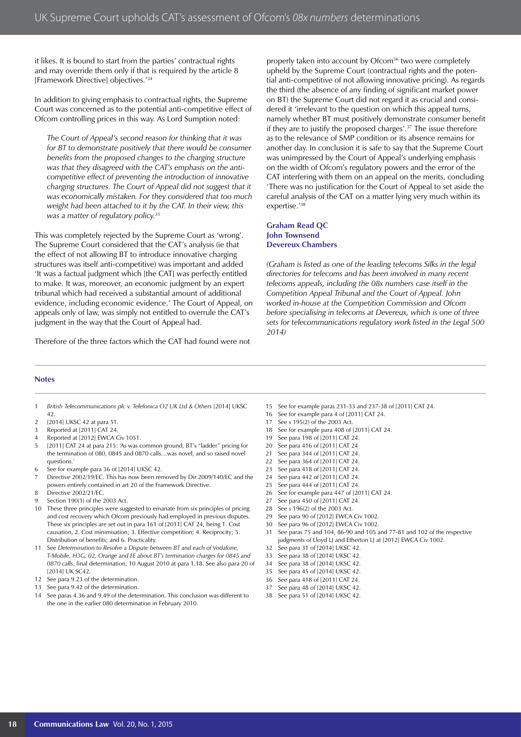it likes. It is bound to start from the parties' contractual rights and may override them only if that is required by the article 8 [Framework Directive] objectives.'[34]

In addition to giving emphasis to contractual rights, the Supreme Court was concerned as to the potential anti-competitive effect of Ofcom controlling prices in this way. As Lord Sumption noted:

> *The Court of Appeal's second reason for thinking that it was for BT to demonstrate positively that there would be consumer benefits from the proposed changes to the charging structure was that they disagreed with the CAT's emphasis on the anti-competitive effect of preventing the introduction of innovative charging structures. The Court of Appeal did not suggest that it was economically mistaken. For they considered that too much weight had been attached to it by the CAT. In their view, this was a matter of regulatory policy.*[35]

This was completely rejected by the Supreme Court as 'wrong'. The Supreme Court considered that the CAT's analysis (ie that the effect of not allowing BT to introduce innovative charging structures was itself anti-competitive) was important and added 'It was a factual judgment which [the CAT] was perfectly entitled to make. It was, moreover, an economic judgment by an expert tribunal which had received a substantial amount of additional evidence, including economic evidence.' The Court of Appeal, on appeals only of law, was simply not entitled to overrule the CAT's judgment in the way that the Court of Appeal had.

Therefore of the three factors which the CAT had found were not properly taken into account by Ofcom[36] two were completely upheld by the Supreme Court (contractual rights and the potential anti-competitive of not allowing innovative pricing). As regards the third (the absence of any finding of significant market power on BT) the Supreme Court did not regard it as crucial and considered it 'irrelevant to the question on which this appeal turns, namely whether BT must positively demonstrate consumer benefit if they are to justify the proposed charges'.[37] The issue therefore as to the relevance of SMP condition or its absence remains for another day. In conclusion it is safe to say that the Supreme Court was unimpressed by the Court of Appeal's underlying emphasis on the width of Ofcom's regulatory powers and the error of the CAT interfering with them on an appeal on the merits, concluding 'There was no justification for the Court of Appeal to set aside the careful analysis of the CAT on a matter lying very much within its expertise.'[38]

**Graham Read QC**
**John Townsend**
**Devereux Chambers**

*(Graham is listed as one of the leading telecoms Silks in the legal directories for telecoms and has been involved in many recent telecoms appeals, including the 08x numbers case itself in the Competition Appeal Tribunal and the Court of Appeal. John worked in-house at the Competition Commission and Ofcom before specialising in telecoms at Devereux, which is one of three sets for telecommunications regulatory work listed in the Legal 500 2014)*

**Notes**

1 *British Telecommunications plc v. Telefonica O2 UK Ltd & Others* [2014] UKSC 42.
2 [2014] UKSC 42 at para 51.
3 Reported at [2011] CAT 24,
4 Reported at [2012] EWCA Civ 1051.
5 [2011] CAT 24 at para 215: 'As was common ground, BT's "ladder" pricing for the termination of 080, 0845 and 0870 calls…was novel, and so raised novel questions.'
6 See for example para 36 of [2014] UKSC 42.
7 Directive 2002/19/EC. This has now been removed by Dir 2009/140/EC and the powers entirely contained in art 20 of the Framework Directive.
8 Directive 2002/21/EC.
9 Section 190(1) of the 2003 Act.
10 These three principles were suggested to emanate from six principles of pricing and cost recovery which Ofcom previously had employed in previous disputes. These six principles are set out in para 161 of [2011] CAT 24, being 1. Cost causation, 2. Cost minimisation; 3. Effective competition; 4. Reciprocity; 5. Distribution of benefits; and 6. Practicality.
11 See *Determination to Resolve a Dispute between BT and each of Vodafone, T-Mobile, H3G, 02, Orange and EE about BT's termination charges for 0845 and 0870 calls*, final determination, 10 August 2010 at para 1.18. See also para 20 of [2014] UK SC42.
12 See para 9.23 of the determination.
13 See para 9.42 of the determination.
14 See paras 4.36 and 9.49 of the determination. This conclusion was different to the one in the earlier 080 determination in February 2010.
15 See for example paras 231-33 and 237-38 of [2011] CAT 24.
16 See for example para 4 of [2011] CAT 24.
17 See s 195(2) of the 2003 Act.
18 See for example para 408 of [2011] CAT 24.
19 See para 198 of [2011] CAT 24.
20 See para 416 of [2011] CAT 24
21 See para 344 of [2011] CAT 24.
22 See para 364 of [2011] CAT 24.
23 See para 418 of [2011] CAT 24.
24 See para 442 of [2011] CAT 24.
25 See para 444 of [2011] CAT 24.
26 See for example para 447 of [2011] CAT 24.
27 See para 450 of [2011] CAT 24.
28 See s 196(2) of the 2003 Act.
29 See para 90 of [2012] EWCA Civ 1002.
30 See para 96 of [2012] EWCA Civ 1002.
31 See paras 75 and 104, 86-90 and 105 and 77-81 and 102 of the respective judgments of Lloyd LJ and Etherton LJ at [2012] EWCA Civ 1002.
32 See para 31 of [2014] UKSC 42.
33 See para 38 of [2014] UKSC 42.
34 See para 38 of [2014] UKSC 42.
35 See para 45 of [2014] UKSC 42.
36 See para 418 of [2011] CAT 24.
37 See para 48 of [2014] UKSC 42.
38 See para 51 of [2014] UKSC 42.